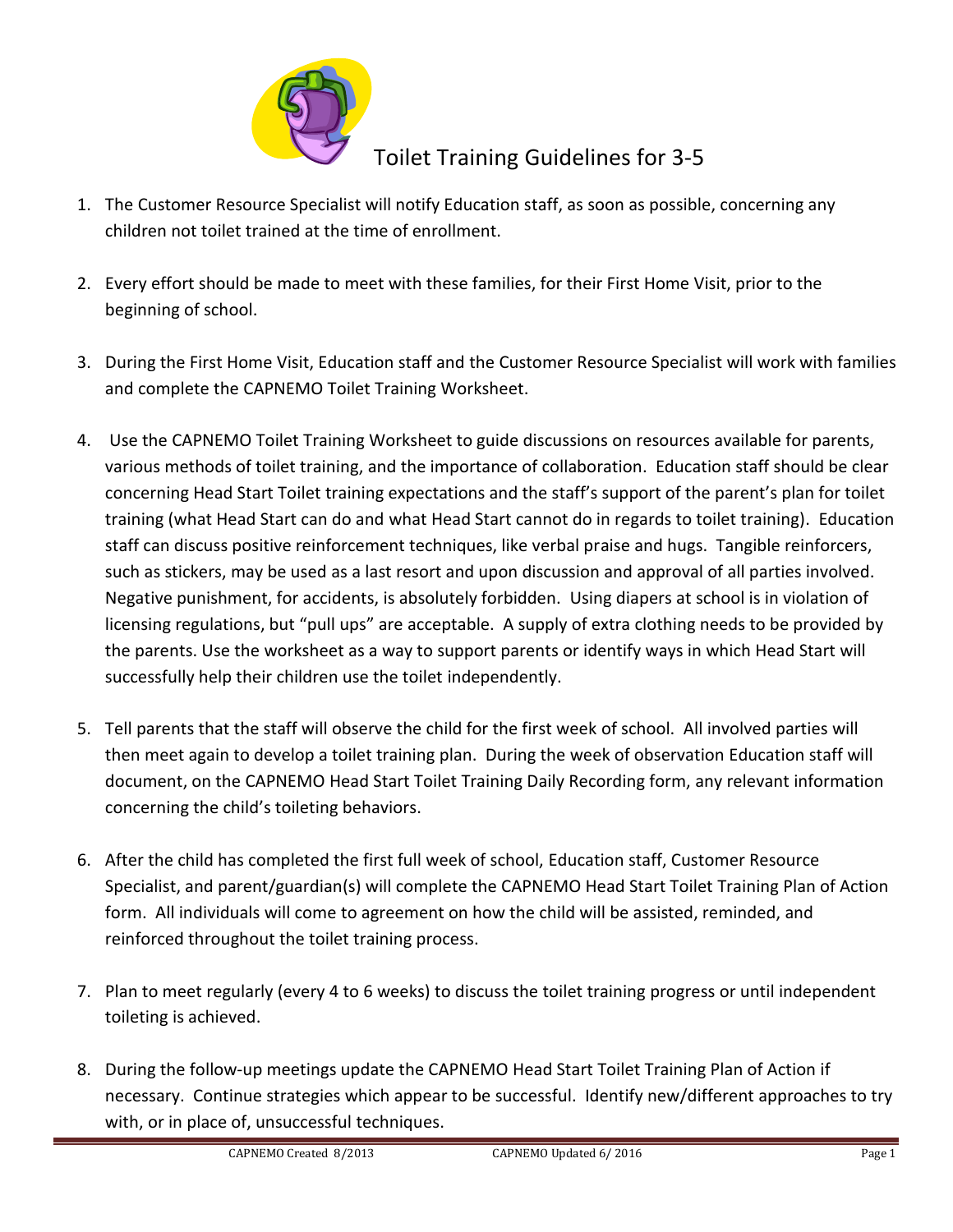# Toilet Training Guidelines for 3-5

1. The Customer Resource Specialist will notify Education staff, as soon as possible, concerning any children not toilet trained at the time of enrollment.

2. Every effort should be made to meet with these families, for their First Home Visit, prior to the beginning of school.

3. During the First Home Visit, Education staff and the Customer Resource Specialist will work with families and complete the CAPNEMO Toilet Training Worksheet.

4. Use the CAPNEMO Toilet Training Worksheet to guide discussions on resources available for parents, various methods of toilet training, and the importance of collaboration. Education staff should be clear concerning Head Start Toilet training expectations and the staff's support of the parent's plan for toilet training (what Head Start can do and what Head Start cannot do in regards to toilet training). Education staff can discuss positive reinforcement techniques, like verbal praise and hugs. Tangible reinforcers, such as stickers, may be used as a last resort and upon discussion and approval of all parties involved. Negative punishment, for accidents, is absolutely forbidden. Using diapers at school is in violation of licensing regulations, but "pull ups" are acceptable. A supply of extra clothing needs to be provided by the parents. Use the worksheet as a way to support parents or identify ways in which Head Start will successfully help their children use the toilet independently.

5. Tell parents that the staff will observe the child for the first week of school. All involved parties will then meet again to develop a toilet training plan. During the week of observation Education staff will document, on the CAPNEMO Head Start Toilet Training Daily Recording form, any relevant information concerning the child's toileting behaviors.

6. After the child has completed the first full week of school, Education staff, Customer Resource Specialist, and parent/guardian(s) will complete the CAPNEMO Head Start Toilet Training Plan of Action form. All individuals will come to agreement on how the child will be assisted, reminded, and reinforced throughout the toilet training process.

7. Plan to meet regularly (every 4 to 6 weeks) to discuss the toilet training progress or until independent toileting is achieved.

8. During the follow-up meetings update the CAPNEMO Head Start Toilet Training Plan of Action if necessary. Continue strategies which appear to be successful. Identify new/different approaches to try with, or in place of, unsuccessful techniques.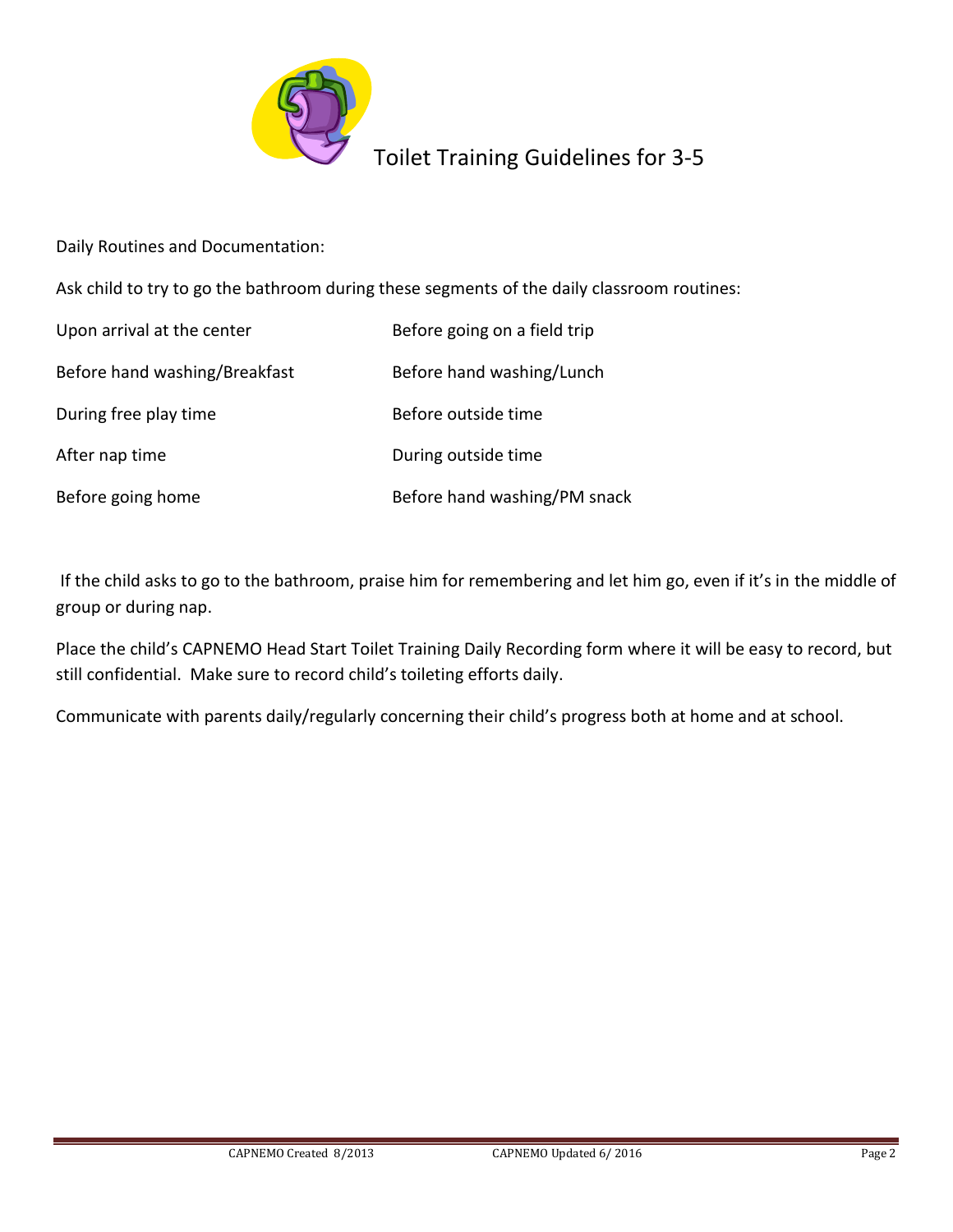# Toilet Training Guidelines for 3-5

Daily Routines and Documentation:

Ask child to try to go the bathroom during these segments of the daily classroom routines:

| | |
|---|---|
| Upon arrival at the center | Before going on a field trip |
| Before hand washing/Breakfast | Before hand washing/Lunch |
| During free play time | Before outside time |
| After nap time | During outside time |
| Before going home | Before hand washing/PM snack |

If the child asks to go to the bathroom, praise him for remembering and let him go, even if it's in the middle of group or during nap.

Place the child's CAPNEMO Head Start Toilet Training Daily Recording form where it will be easy to record, but still confidential. Make sure to record child's toileting efforts daily.

Communicate with parents daily/regularly concerning their child's progress both at home and at school.